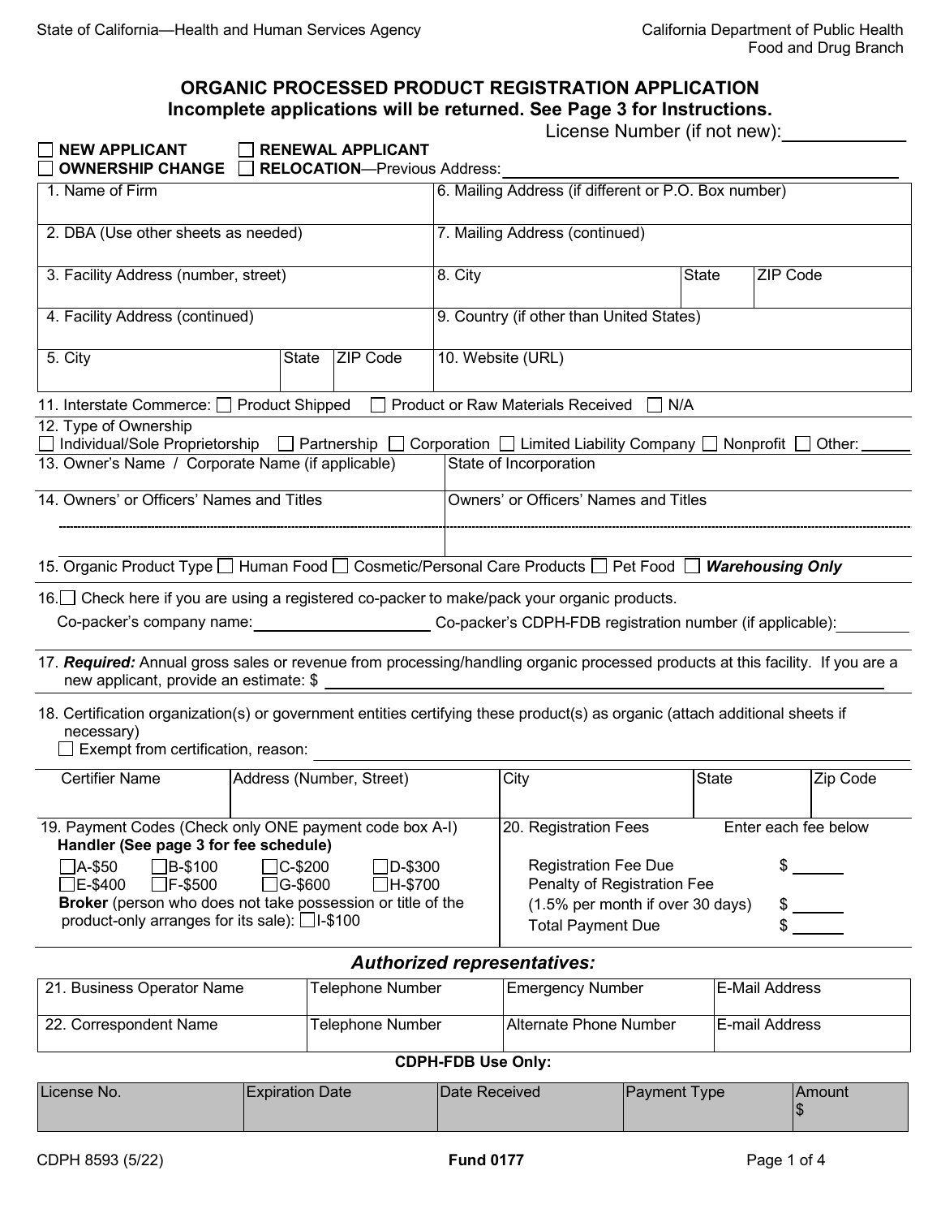State of California—Health and Human Services Agency

California Department of Public Health
Food and Drug Branch

# ORGANIC PROCESSED PRODUCT REGISTRATION APPLICATION

**Incomplete applications will be returned. See Page 3 for Instructions.**

License Number (if not new): ____________

☐ **NEW APPLICANT** ☐ **RENEWAL APPLICANT**
☐ **OWNERSHIP CHANGE** ☐ **RELOCATION**—Previous Address: ____________

| | | | | | |
|---|---|---|---|---|---|
| 1. Name of Firm | | | 6. Mailing Address (if different or P.O. Box number) | | |
| 2. DBA (Use other sheets as needed) | | | 7. Mailing Address (continued) | | |
| 3. Facility Address (number, street) | | | 8. City | State | ZIP Code |
| 4. Facility Address (continued) | | | 9. Country (if other than United States) | | |
| 5. City | State | ZIP Code | 10. Website (URL) | | |

11. Interstate Commerce: ☐ Product Shipped ☐ Product or Raw Materials Received ☐ N/A

12. Type of Ownership
☐ Individual/Sole Proprietorship ☐ Partnership ☐ Corporation ☐ Limited Liability Company ☐ Nonprofit ☐ Other: ______

| | |
|---|---|
| 13. Owner's Name / Corporate Name (if applicable) | State of Incorporation |
| 14. Owners' or Officers' Names and Titles | Owners' or Officers' Names and Titles |

15. Organic Product Type ☐ Human Food ☐ Cosmetic/Personal Care Products ☐ Pet Food ☐ ***Warehousing Only***

16.☐ Check here if you are using a registered co-packer to make/pack your organic products.
Co-packer's company name: ____________ Co-packer's CDPH-FDB registration number (if applicable): ____________

17. ***Required:*** Annual gross sales or revenue from processing/handling organic processed products at this facility. If you are a new applicant, provide an estimate: $ ____________

18. Certification organization(s) or government entities certifying these product(s) as organic (attach additional sheets if necessary)
☐ Exempt from certification, reason: ____________

| Certifier Name | Address (Number, Street) | City | State | Zip Code |
|---|---|---|---|---|
| | | | | |

19. Payment Codes (Check only ONE payment code box A-I)
**Handler (See page 3 for fee schedule)**
☐A-$50 ☐B-$100 ☐C-$200 ☐D-$300
☐E-$400 ☐F-$500 ☐G-$600 ☐H-$700
**Broker** (person who does not take possession or title of the product-only arranges for its sale): ☐I-$100

20. Registration Fees — Enter each fee below

Registration Fee Due $ ______
Penalty of Registration Fee (1.5% per month if over 30 days) $ ______
Total Payment Due $ ______

## *Authorized representatives:*

| | | | |
|---|---|---|---|
| 21. Business Operator Name | Telephone Number | Emergency Number | E-Mail Address |
| 22. Correspondent Name | Telephone Number | Alternate Phone Number | E-mail Address |

**CDPH-FDB Use Only:**

| License No. | Expiration Date | Date Received | Payment Type | Amount |
|---|---|---|---|---|
| | | | | $ |

CDPH 8593 (5/22) **Fund 0177**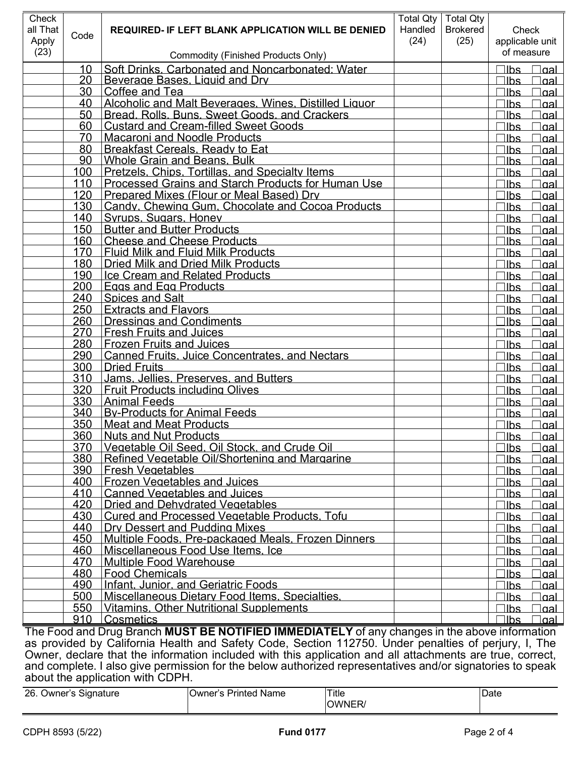| Check all That Apply (23) | Code | REQUIRED- IF LEFT BLANK APPLICATION WILL BE DENIED<br>Commodity (Finished Products Only) | Total Qty Handled (24) | Total Qty Brokered (25) | Check applicable unit of measure |
|---|---|---|---|---|---|
| | 10 | Soft Drinks, Carbonated and Noncarbonated; Water | | | ☐lbs ☐gal |
| | 20 | Beverage Bases, Liquid and Dry | | | ☐lbs ☐gal |
| | 30 | Coffee and Tea | | | ☐lbs ☐gal |
| | 40 | Alcoholic and Malt Beverages, Wines, Distilled Liquor | | | ☐lbs ☐gal |
| | 50 | Bread, Rolls, Buns, Sweet Goods, and Crackers | | | ☐lbs ☐gal |
| | 60 | Custard and Cream-filled Sweet Goods | | | ☐lbs ☐gal |
| | 70 | Macaroni and Noodle Products | | | ☐lbs ☐gal |
| | 80 | Breakfast Cereals, Ready to Eat | | | ☐lbs ☐gal |
| | 90 | Whole Grain and Beans, Bulk | | | ☐lbs ☐gal |
| | 100 | Pretzels, Chips, Tortillas, and Specialty Items | | | ☐lbs ☐gal |
| | 110 | Processed Grains and Starch Products for Human Use | | | ☐lbs ☐gal |
| | 120 | Prepared Mixes (Flour or Meal Based) Dry | | | ☐lbs ☐gal |
| | 130 | Candy, Chewing Gum, Chocolate and Cocoa Products | | | ☐lbs ☐gal |
| | 140 | Syrups, Sugars, Honey | | | ☐lbs ☐gal |
| | 150 | Butter and Butter Products | | | ☐lbs ☐gal |
| | 160 | Cheese and Cheese Products | | | ☐lbs ☐gal |
| | 170 | Fluid Milk and Fluid Milk Products | | | ☐lbs ☐gal |
| | 180 | Dried Milk and Dried Milk Products | | | ☐lbs ☐gal |
| | 190 | Ice Cream and Related Products | | | ☐lbs ☐gal |
| | 200 | Eggs and Egg Products | | | ☐lbs ☐gal |
| | 240 | Spices and Salt | | | ☐lbs ☐gal |
| | 250 | Extracts and Flavors | | | ☐lbs ☐gal |
| | 260 | Dressings and Condiments | | | ☐lbs ☐gal |
| | 270 | Fresh Fruits and Juices | | | ☐lbs ☐gal |
| | 280 | Frozen Fruits and Juices | | | ☐lbs ☐gal |
| | 290 | Canned Fruits, Juice Concentrates, and Nectars | | | ☐lbs ☐gal |
| | 300 | Dried Fruits | | | ☐lbs ☐gal |
| | 310 | Jams, Jellies, Preserves, and Butters | | | ☐lbs ☐gal |
| | 320 | Fruit Products including Olives | | | ☐lbs ☐gal |
| | 330 | Animal Feeds | | | ☐lbs ☐gal |
| | 340 | By-Products for Animal Feeds | | | ☐lbs ☐gal |
| | 350 | Meat and Meat Products | | | ☐lbs ☐gal |
| | 360 | Nuts and Nut Products | | | ☐lbs ☐gal |
| | 370 | Vegetable Oil Seed, Oil Stock, and Crude Oil | | | ☐lbs ☐gal |
| | 380 | Refined Vegetable Oil/Shortening and Margarine | | | ☐lbs ☐gal |
| | 390 | Fresh Vegetables | | | ☐lbs ☐gal |
| | 400 | Frozen Vegetables and Juices | | | ☐lbs ☐gal |
| | 410 | Canned Vegetables and Juices | | | ☐lbs ☐gal |
| | 420 | Dried and Dehydrated Vegetables | | | ☐lbs ☐gal |
| | 430 | Cured and Processed Vegetable Products, Tofu | | | ☐lbs ☐gal |
| | 440 | Dry Dessert and Pudding Mixes | | | ☐lbs ☐gal |
| | 450 | Multiple Foods, Pre-packaged Meals, Frozen Dinners | | | ☐lbs ☐gal |
| | 460 | Miscellaneous Food Use Items, Ice | | | ☐lbs ☐gal |
| | 470 | Multiple Food Warehouse | | | ☐lbs ☐gal |
| | 480 | Food Chemicals | | | ☐lbs ☐gal |
| | 490 | Infant, Junior, and Geriatric Foods | | | ☐lbs ☐gal |
| | 500 | Miscellaneous Dietary Food Items, Specialties, | | | ☐lbs ☐gal |
| | 550 | Vitamins, Other Nutritional Supplements | | | ☐lbs ☐gal |
| | 910 | Cosmetics | | | ☐lbs ☐gal |

The Food and Drug Branch **MUST BE NOTIFIED IMMEDIATELY** of any changes in the above information as provided by California Health and Safety Code, Section 112750. Under penalties of perjury, I, The Owner, declare that the information included with this application and all attachments are true, correct, and complete. I also give permission for the below authorized representatives and/or signatories to speak about the application with CDPH.

| 26. Owner's Signature | Owner's Printed Name | Title<br>OWNER/ | Date |
|---|---|---|---|
| | | | |

CDPH 8593 (5/22) **Fund 0177**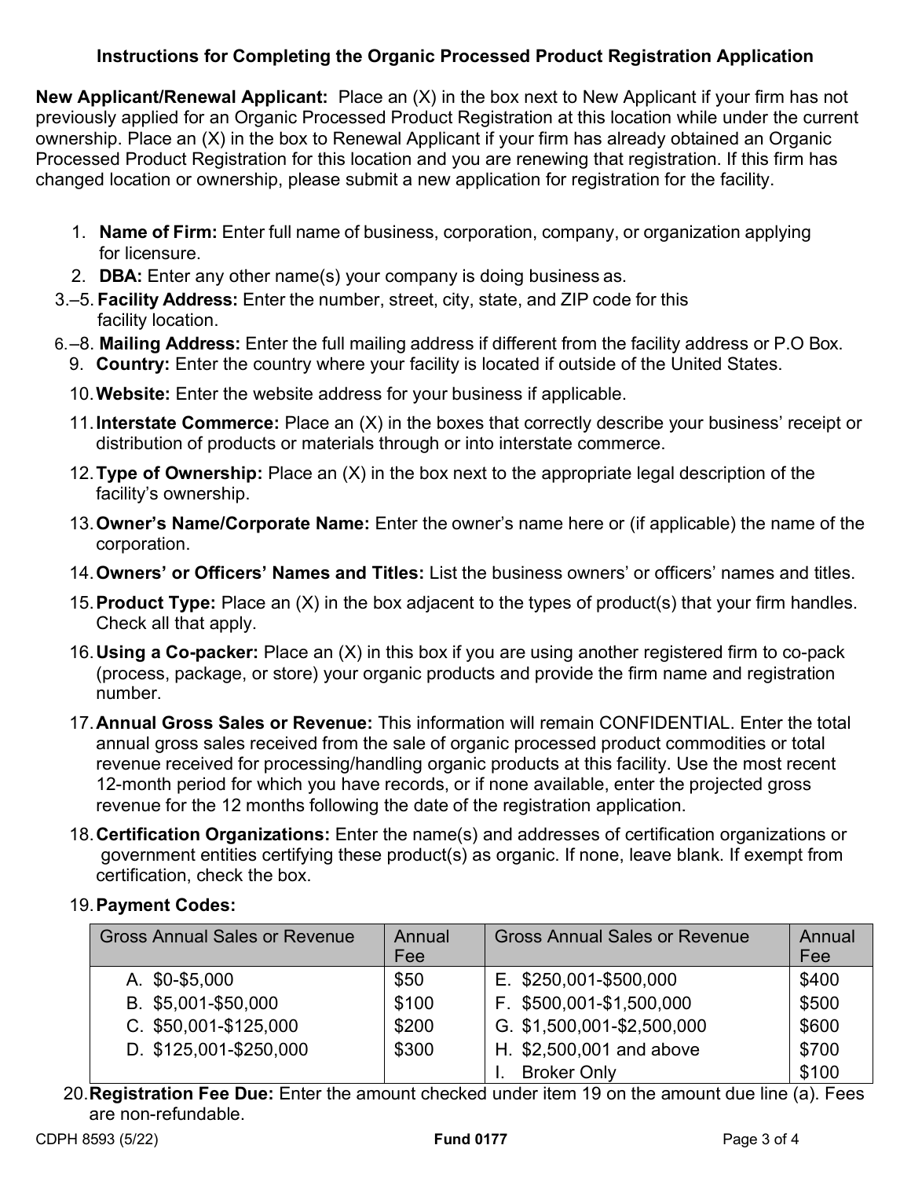## Instructions for Completing the Organic Processed Product Registration Application

**New Applicant/Renewal Applicant:** Place an (X) in the box next to New Applicant if your firm has not previously applied for an Organic Processed Product Registration at this location while under the current ownership. Place an (X) in the box to Renewal Applicant if your firm has already obtained an Organic Processed Product Registration for this location and you are renewing that registration. If this firm has changed location or ownership, please submit a new application for registration for the facility.

1. **Name of Firm:** Enter full name of business, corporation, company, or organization applying for licensure.
2. **DBA:** Enter any other name(s) your company is doing business as.

3.–5. **Facility Address:** Enter the number, street, city, state, and ZIP code for this facility location.

6.–8. **Mailing Address:** Enter the full mailing address if different from the facility address or P.O Box.

9. **Country:** Enter the country where your facility is located if outside of the United States.
10. **Website:** Enter the website address for your business if applicable.
11. **Interstate Commerce:** Place an (X) in the boxes that correctly describe your business' receipt or distribution of products or materials through or into interstate commerce.
12. **Type of Ownership:** Place an (X) in the box next to the appropriate legal description of the facility's ownership.
13. **Owner's Name/Corporate Name:** Enter the owner's name here or (if applicable) the name of the corporation.
14. **Owners' or Officers' Names and Titles:** List the business owners' or officers' names and titles.
15. **Product Type:** Place an (X) in the box adjacent to the types of product(s) that your firm handles. Check all that apply.
16. **Using a Co-packer:** Place an (X) in this box if you are using another registered firm to co-pack (process, package, or store) your organic products and provide the firm name and registration number.
17. **Annual Gross Sales or Revenue:** This information will remain CONFIDENTIAL. Enter the total annual gross sales received from the sale of organic processed product commodities or total revenue received for processing/handling organic products at this facility. Use the most recent 12-month period for which you have records, or if none available, enter the projected gross revenue for the 12 months following the date of the registration application.
18. **Certification Organizations:** Enter the name(s) and addresses of certification organizations or government entities certifying these product(s) as organic. If none, leave blank. If exempt from certification, check the box.
19. **Payment Codes:**

| Gross Annual Sales or Revenue | Annual Fee | Gross Annual Sales or Revenue | Annual Fee |
|---|---|---|---|
| A. $0-$5,000 | $50 | E. $250,001-$500,000 | $400 |
| B. $5,001-$50,000 | $100 | F. $500,001-$1,500,000 | $500 |
| C. $50,001-$125,000 | $200 | G. $1,500,001-$2,500,000 | $600 |
| D. $125,001-$250,000 | $300 | H. $2,500,001 and above | $700 |
| | | I. Broker Only | $100 |

20. **Registration Fee Due:** Enter the amount checked under item 19 on the amount due line (a). Fees are non-refundable.

CDPH 8593 (5/22) **Fund 0177**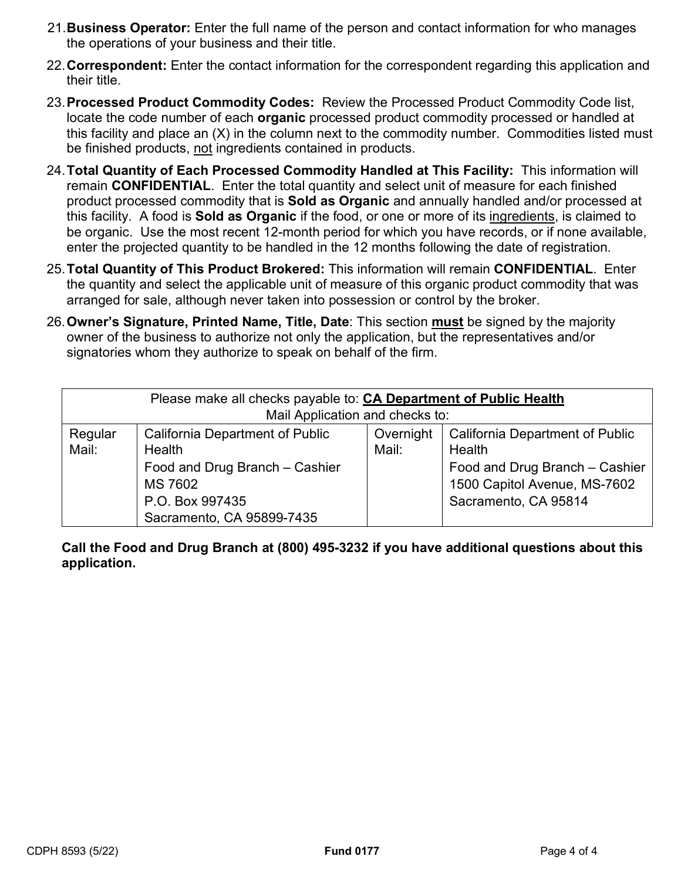21. **Business Operator:** Enter the full name of the person and contact information for who manages the operations of your business and their title.

22. **Correspondent:** Enter the contact information for the correspondent regarding this application and their title.

23. **Processed Product Commodity Codes:** Review the Processed Product Commodity Code list, locate the code number of each **organic** processed product commodity processed or handled at this facility and place an (X) in the column next to the commodity number. Commodities listed must be finished products, <u>not</u> ingredients contained in products.

24. **Total Quantity of Each Processed Commodity Handled at This Facility:** This information will remain **CONFIDENTIAL**. Enter the total quantity and select unit of measure for each finished product processed commodity that is **Sold as Organic** and annually handled and/or processed at this facility. A food is **Sold as Organic** if the food, or one or more of its <u>ingredients</u>, is claimed to be organic. Use the most recent 12-month period for which you have records, or if none available, enter the projected quantity to be handled in the 12 months following the date of registration.

25. **Total Quantity of This Product Brokered:** This information will remain **CONFIDENTIAL**. Enter the quantity and select the applicable unit of measure of this organic product commodity that was arranged for sale, although never taken into possession or control by the broker.

26. **Owner's Signature, Printed Name, Title, Date**: This section **<u>must</u>** be signed by the majority owner of the business to authorize not only the application, but the representatives and/or signatories whom they authorize to speak on behalf of the firm.

| Please make all checks payable to: **<u>CA Department of Public Health</u>** Mail Application and checks to: | | | |
|---|---|---|---|
| Regular Mail: | California Department of Public Health<br>Food and Drug Branch – Cashier<br>MS 7602<br>P.O. Box 997435<br>Sacramento, CA 95899-7435 | Overnight Mail: | California Department of Public Health<br>Food and Drug Branch – Cashier<br>1500 Capitol Avenue, MS-7602<br>Sacramento, CA 95814 |

**Call the Food and Drug Branch at (800) 495-3232 if you have additional questions about this application.**

CDPH 8593 (5/22) **Fund 0177**